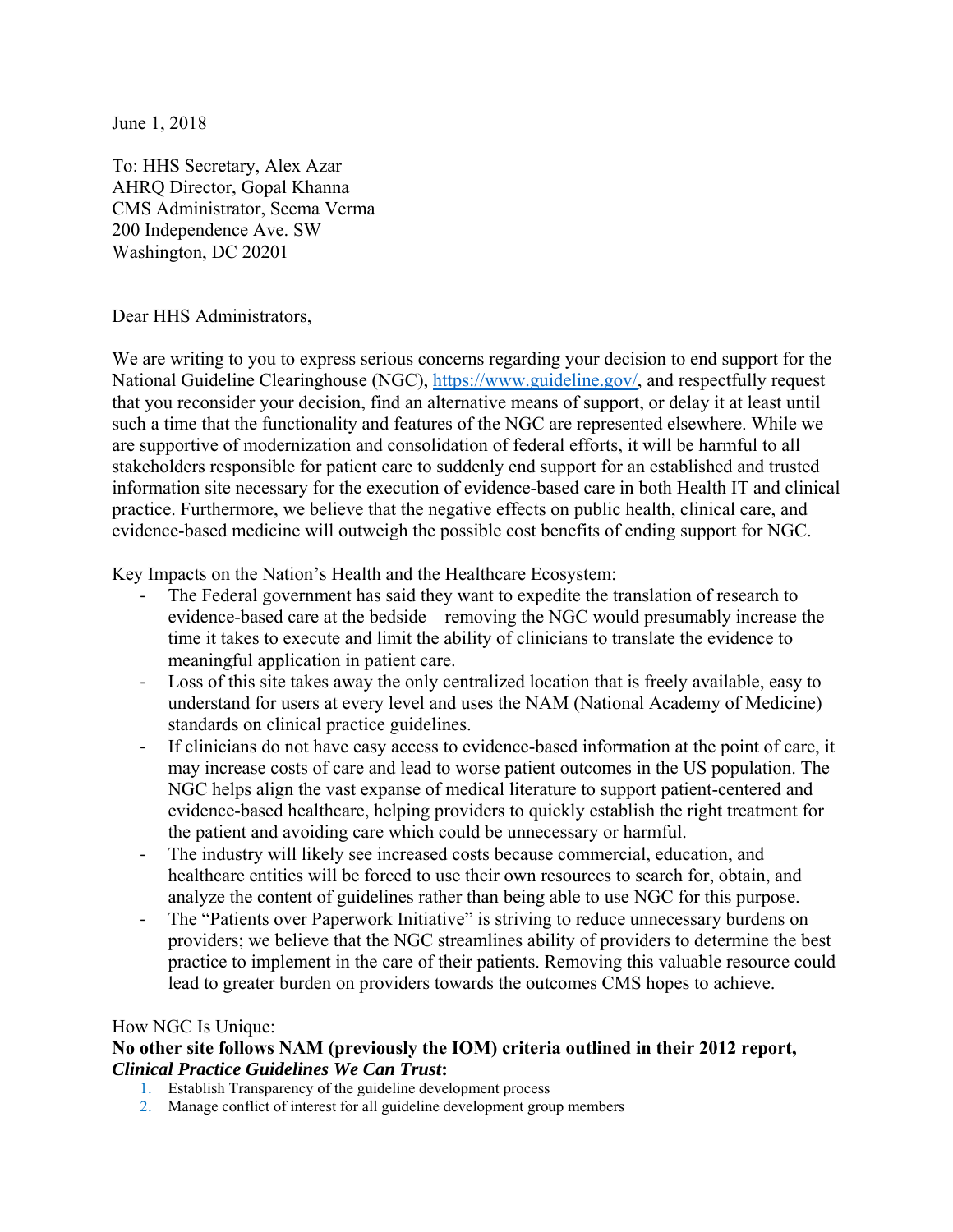June 1, 2018

To: HHS Secretary, Alex Azar
AHRQ Director, Gopal Khanna
CMS Administrator, Seema Verma
200 Independence Ave. SW
Washington, DC 20201

Dear HHS Administrators,

We are writing to you to express serious concerns regarding your decision to end support for the National Guideline Clearinghouse (NGC), [https://www.guideline.gov/](https://www.guideline.gov/), and respectfully request that you reconsider your decision, find an alternative means of support, or delay it at least until such a time that the functionality and features of the NGC are represented elsewhere. While we are supportive of modernization and consolidation of federal efforts, it will be harmful to all stakeholders responsible for patient care to suddenly end support for an established and trusted information site necessary for the execution of evidence-based care in both Health IT and clinical practice. Furthermore, we believe that the negative effects on public health, clinical care, and evidence-based medicine will outweigh the possible cost benefits of ending support for NGC.

Key Impacts on the Nation's Health and the Healthcare Ecosystem:

- The Federal government has said they want to expedite the translation of research to evidence-based care at the bedside—removing the NGC would presumably increase the time it takes to execute and limit the ability of clinicians to translate the evidence to meaningful application in patient care.
- Loss of this site takes away the only centralized location that is freely available, easy to understand for users at every level and uses the NAM (National Academy of Medicine) standards on clinical practice guidelines.
- If clinicians do not have easy access to evidence-based information at the point of care, it may increase costs of care and lead to worse patient outcomes in the US population. The NGC helps align the vast expanse of medical literature to support patient-centered and evidence-based healthcare, helping providers to quickly establish the right treatment for the patient and avoiding care which could be unnecessary or harmful.
- The industry will likely see increased costs because commercial, education, and healthcare entities will be forced to use their own resources to search for, obtain, and analyze the content of guidelines rather than being able to use NGC for this purpose.
- The "Patients over Paperwork Initiative" is striving to reduce unnecessary burdens on providers; we believe that the NGC streamlines ability of providers to determine the best practice to implement in the care of their patients. Removing this valuable resource could lead to greater burden on providers towards the outcomes CMS hopes to achieve.

How NGC Is Unique:

**No other site follows NAM (previously the IOM) criteria outlined in their 2012 report, *Clinical Practice Guidelines We Can Trust*:**

1. Establish Transparency of the guideline development process
2. Manage conflict of interest for all guideline development group members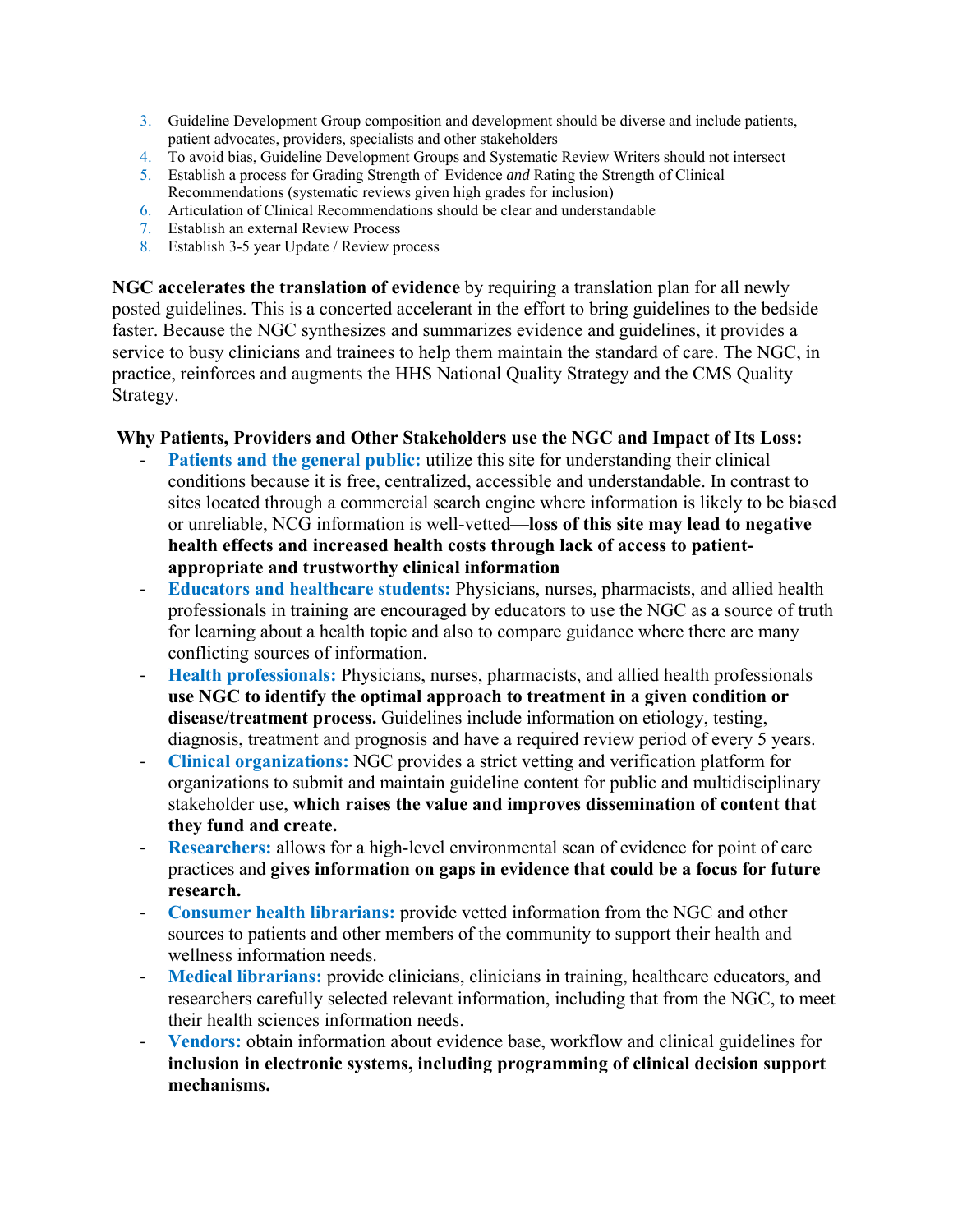3. Guideline Development Group composition and development should be diverse and include patients, patient advocates, providers, specialists and other stakeholders
4. To avoid bias, Guideline Development Groups and Systematic Review Writers should not intersect
5. Establish a process for Grading Strength of Evidence *and* Rating the Strength of Clinical Recommendations (systematic reviews given high grades for inclusion)
6. Articulation of Clinical Recommendations should be clear and understandable
7. Establish an external Review Process
8. Establish 3-5 year Update / Review process

**NGC accelerates the translation of evidence** by requiring a translation plan for all newly posted guidelines. This is a concerted accelerant in the effort to bring guidelines to the bedside faster. Because the NGC synthesizes and summarizes evidence and guidelines, it provides a service to busy clinicians and trainees to help them maintain the standard of care. The NGC, in practice, reinforces and augments the HHS National Quality Strategy and the CMS Quality Strategy.

**Why Patients, Providers and Other Stakeholders use the NGC and Impact of Its Loss:**

- **Patients and the general public:** utilize this site for understanding their clinical conditions because it is free, centralized, accessible and understandable. In contrast to sites located through a commercial search engine where information is likely to be biased or unreliable, NCG information is well-vetted—**loss of this site may lead to negative health effects and increased health costs through lack of access to patient-appropriate and trustworthy clinical information**
- **Educators and healthcare students:** Physicians, nurses, pharmacists, and allied health professionals in training are encouraged by educators to use the NGC as a source of truth for learning about a health topic and also to compare guidance where there are many conflicting sources of information.
- **Health professionals:** Physicians, nurses, pharmacists, and allied health professionals **use NGC to identify the optimal approach to treatment in a given condition or disease/treatment process.** Guidelines include information on etiology, testing, diagnosis, treatment and prognosis and have a required review period of every 5 years.
- **Clinical organizations:** NGC provides a strict vetting and verification platform for organizations to submit and maintain guideline content for public and multidisciplinary stakeholder use, **which raises the value and improves dissemination of content that they fund and create.**
- **Researchers:** allows for a high-level environmental scan of evidence for point of care practices and **gives information on gaps in evidence that could be a focus for future research.**
- **Consumer health librarians:** provide vetted information from the NGC and other sources to patients and other members of the community to support their health and wellness information needs.
- **Medical librarians:** provide clinicians, clinicians in training, healthcare educators, and researchers carefully selected relevant information, including that from the NGC, to meet their health sciences information needs.
- **Vendors:** obtain information about evidence base, workflow and clinical guidelines for **inclusion in electronic systems, including programming of clinical decision support mechanisms.**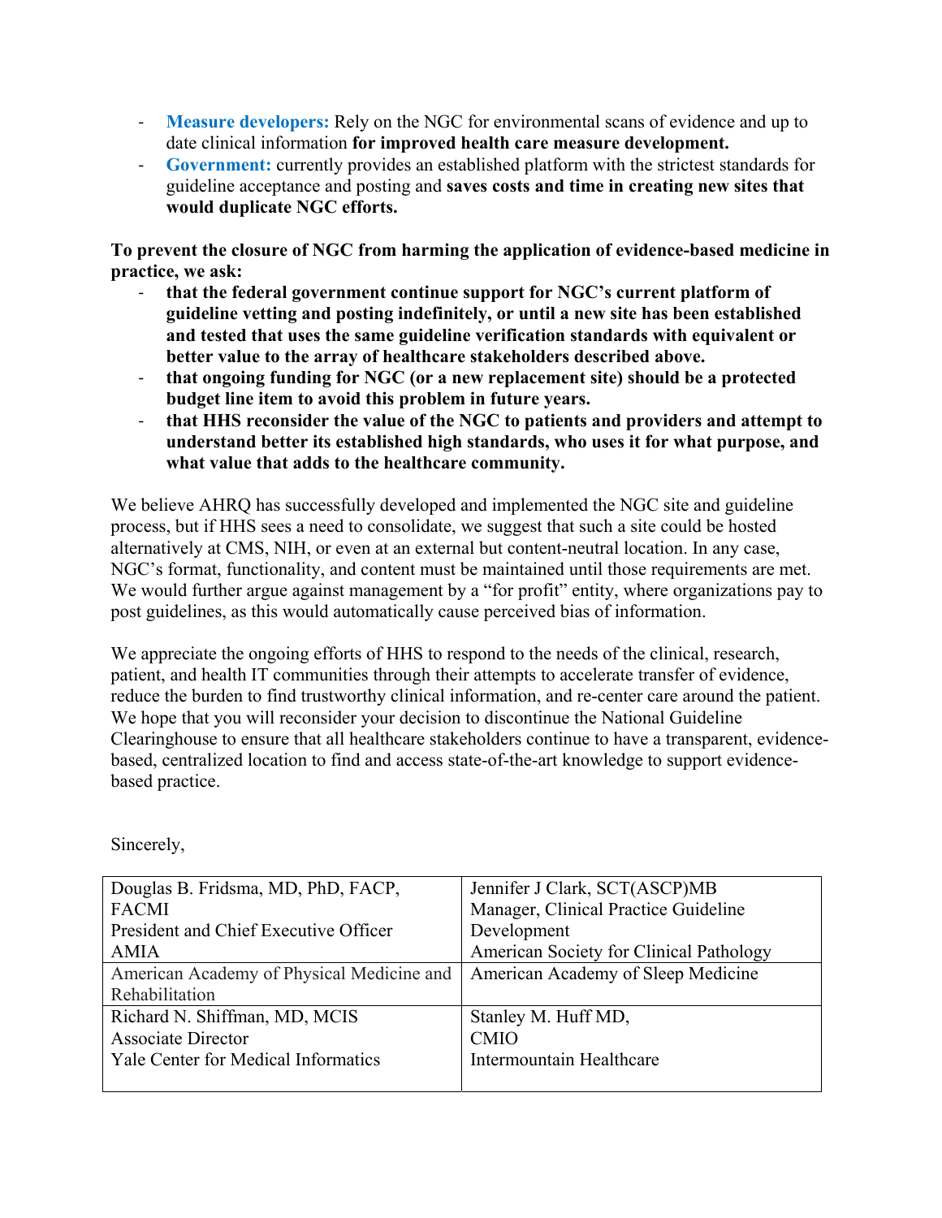- **Measure developers:** Rely on the NGC for environmental scans of evidence and up to date clinical information **for improved health care measure development.**
- **Government:** currently provides an established platform with the strictest standards for guideline acceptance and posting and **saves costs and time in creating new sites that would duplicate NGC efforts.**

**To prevent the closure of NGC from harming the application of evidence-based medicine in practice, we ask:**

- **that the federal government continue support for NGC's current platform of guideline vetting and posting indefinitely, or until a new site has been established and tested that uses the same guideline verification standards with equivalent or better value to the array of healthcare stakeholders described above.**
- **that ongoing funding for NGC (or a new replacement site) should be a protected budget line item to avoid this problem in future years.**
- **that HHS reconsider the value of the NGC to patients and providers and attempt to understand better its established high standards, who uses it for what purpose, and what value that adds to the healthcare community.**

We believe AHRQ has successfully developed and implemented the NGC site and guideline process, but if HHS sees a need to consolidate, we suggest that such a site could be hosted alternatively at CMS, NIH, or even at an external but content-neutral location. In any case, NGC's format, functionality, and content must be maintained until those requirements are met. We would further argue against management by a "for profit" entity, where organizations pay to post guidelines, as this would automatically cause perceived bias of information.

We appreciate the ongoing efforts of HHS to respond to the needs of the clinical, research, patient, and health IT communities through their attempts to accelerate transfer of evidence, reduce the burden to find trustworthy clinical information, and re-center care around the patient. We hope that you will reconsider your decision to discontinue the National Guideline Clearinghouse to ensure that all healthcare stakeholders continue to have a transparent, evidence-based, centralized location to find and access state-of-the-art knowledge to support evidence-based practice.

Sincerely,

| | |
|---|---|
| Douglas B. Fridsma, MD, PhD, FACP, FACMI<br>President and Chief Executive Officer<br>AMIA | Jennifer J Clark, SCT(ASCP)MB<br>Manager, Clinical Practice Guideline Development<br>American Society for Clinical Pathology |
| American Academy of Physical Medicine and Rehabilitation | American Academy of Sleep Medicine |
| Richard N. Shiffman, MD, MCIS<br>Associate Director<br>Yale Center for Medical Informatics | Stanley M. Huff MD,<br>CMIO<br>Intermountain Healthcare |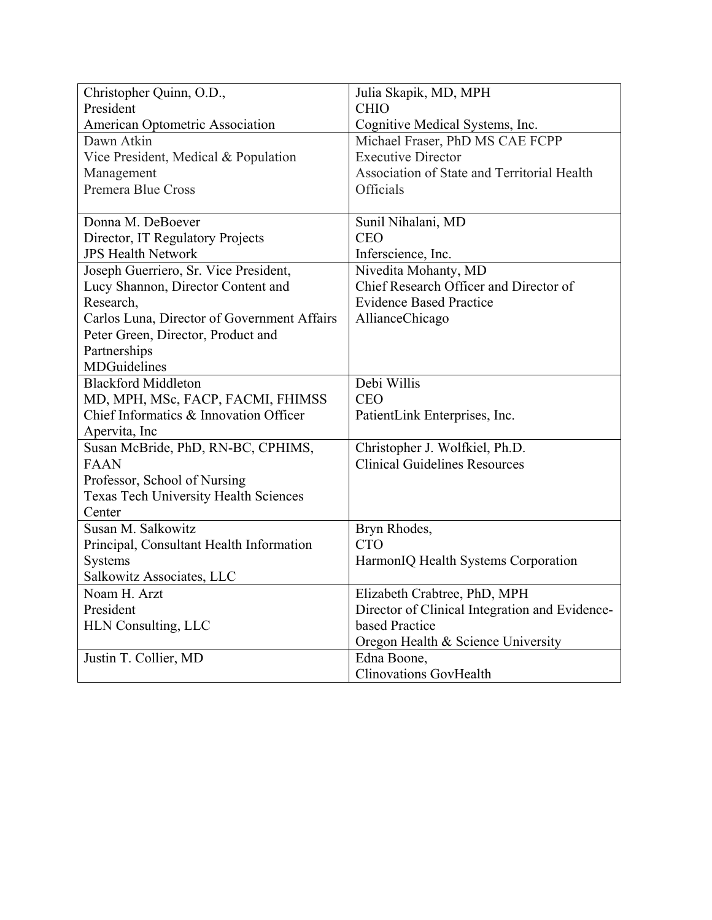| | |
|---|---|
| Christopher Quinn, O.D.,<br>President<br>American Optometric Association | Julia Skapik, MD, MPH<br>CHIO<br>Cognitive Medical Systems, Inc. |
| Dawn Atkin<br>Vice President, Medical & Population Management<br>Premera Blue Cross | Michael Fraser, PhD MS CAE FCPP<br>Executive Director<br>Association of State and Territorial Health Officials |
| Donna M. DeBoever<br>Director, IT Regulatory Projects<br>JPS Health Network | Sunil Nihalani, MD<br>CEO<br>Inferscience, Inc. |
| Joseph Guerriero, Sr. Vice President,<br>Lucy Shannon, Director Content and Research,<br>Carlos Luna, Director of Government Affairs<br>Peter Green, Director, Product and Partnerships<br>MDGuidelines | Nivedita Mohanty, MD<br>Chief Research Officer and Director of Evidence Based Practice<br>AllianceChicago |
| Blackford Middleton<br>MD, MPH, MSc, FACP, FACMI, FHIMSS<br>Chief Informatics & Innovation Officer<br>Apervita, Inc | Debi Willis<br>CEO<br>PatientLink Enterprises, Inc. |
| Susan McBride, PhD, RN-BC, CPHIMS, FAAN<br>Professor, School of Nursing<br>Texas Tech University Health Sciences Center | Christopher J. Wolfkiel, Ph.D.<br>Clinical Guidelines Resources |
| Susan M. Salkowitz<br>Principal, Consultant Health Information Systems<br>Salkowitz Associates, LLC | Bryn Rhodes,<br>CTO<br>HarmonIQ Health Systems Corporation |
| Noam H. Arzt<br>President<br>HLN Consulting, LLC | Elizabeth Crabtree, PhD, MPH<br>Director of Clinical Integration and Evidence-based Practice<br>Oregon Health & Science University |
| Justin T. Collier, MD | Edna Boone,<br>Clinovations GovHealth |